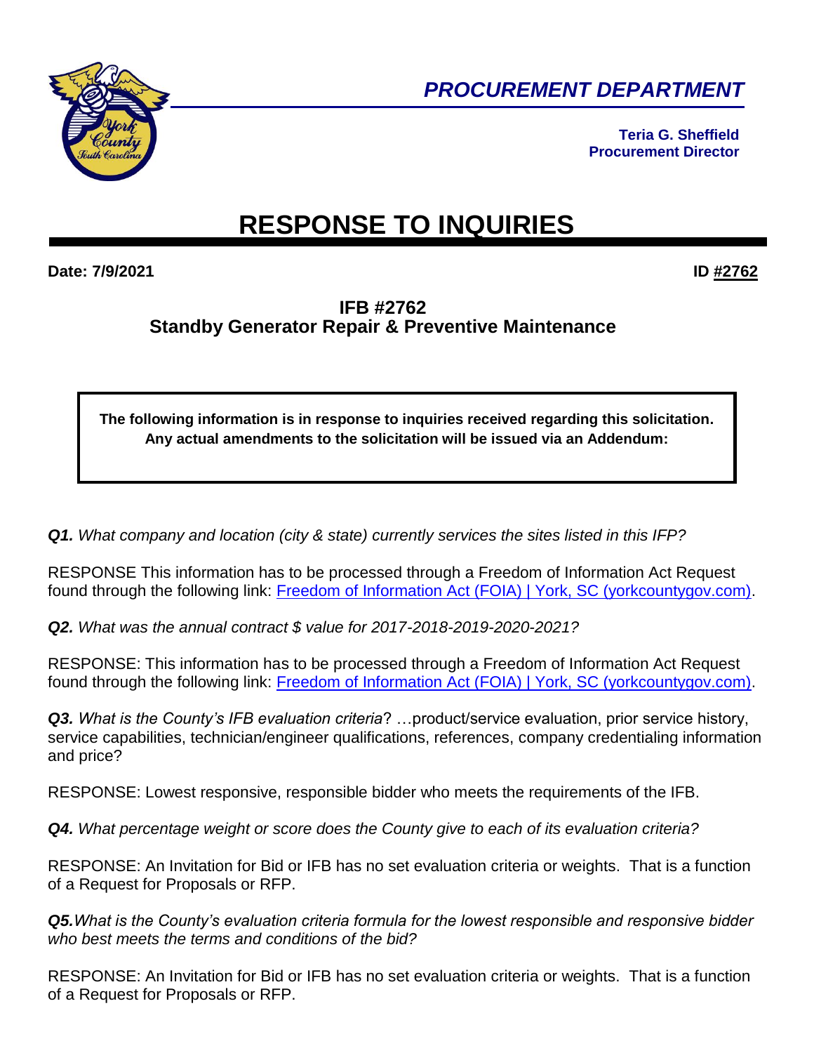*PROCUREMENT DEPARTMENT*

**Teria G. Sheffield**
**Procurement Director**

# RESPONSE TO INQUIRIES

**Date: 7/9/2021** **ID #2762**

## IFB #2762
## Standby Generator Repair & Preventive Maintenance

**The following information is in response to inquiries received regarding this solicitation. Any actual amendments to the solicitation will be issued via an Addendum:**

***Q1.*** *What company and location (city & state) currently services the sites listed in this IFP?*

RESPONSE This information has to be processed through a Freedom of Information Act Request found through the following link: [Freedom of Information Act (FOIA) | York, SC (yorkcountygov.com)](Freedom of Information Act (FOIA) | York, SC (yorkcountygov.com)).

***Q2.*** *What was the annual contract $ value for 2017-2018-2019-2020-2021?*

RESPONSE: This information has to be processed through a Freedom of Information Act Request found through the following link: [Freedom of Information Act (FOIA) | York, SC (yorkcountygov.com)](Freedom of Information Act (FOIA) | York, SC (yorkcountygov.com)).

***Q3.*** *What is the County's IFB evaluation criteria*? …product/service evaluation, prior service history, service capabilities, technician/engineer qualifications, references, company credentialing information and price?

RESPONSE: Lowest responsive, responsible bidder who meets the requirements of the IFB.

***Q4.*** *What percentage weight or score does the County give to each of its evaluation criteria?*

RESPONSE: An Invitation for Bid or IFB has no set evaluation criteria or weights. That is a function of a Request for Proposals or RFP.

***Q5.****What is the County's evaluation criteria formula for the lowest responsible and responsive bidder who best meets the terms and conditions of the bid?*

RESPONSE: An Invitation for Bid or IFB has no set evaluation criteria or weights. That is a function of a Request for Proposals or RFP.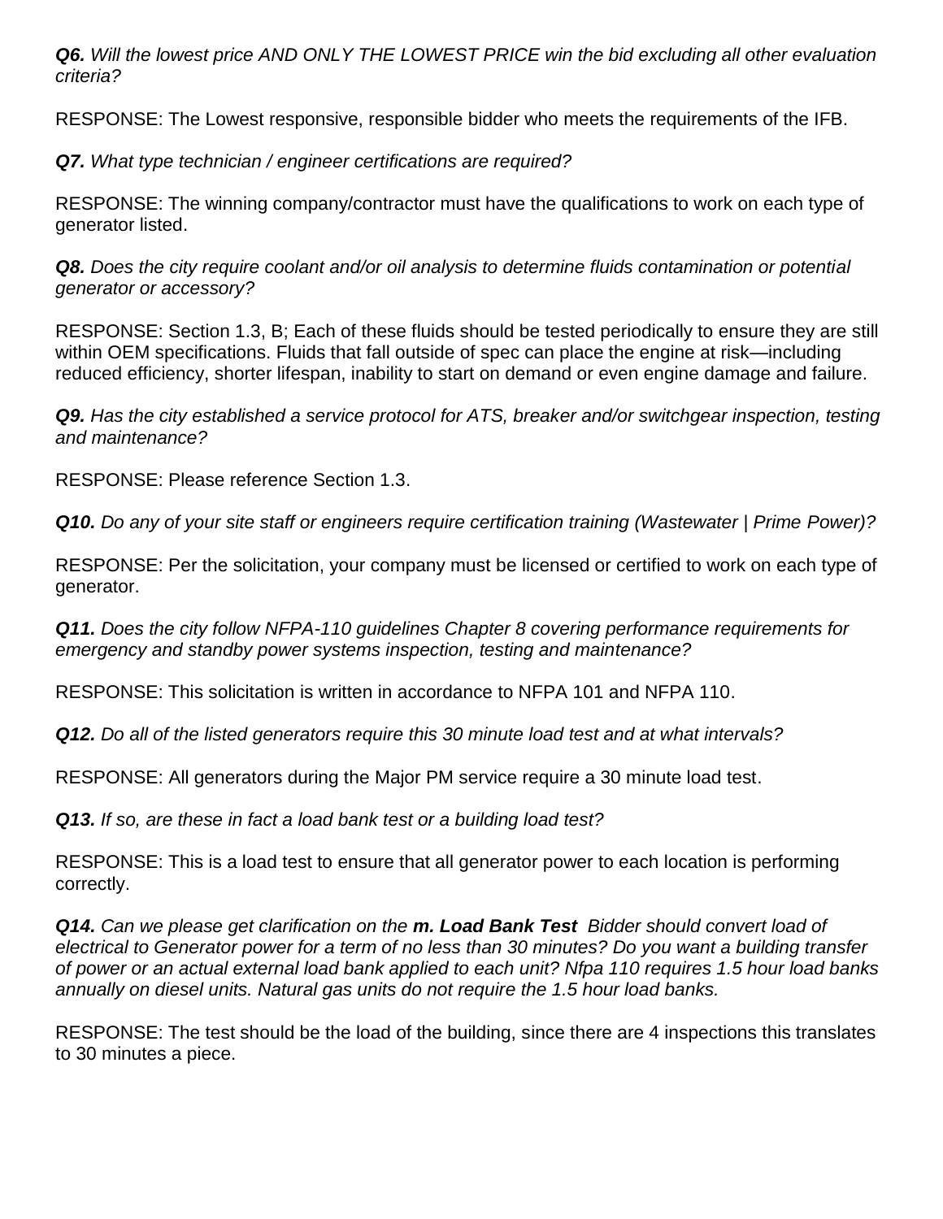***Q6.*** *Will the lowest price AND ONLY THE LOWEST PRICE win the bid excluding all other evaluation criteria?*

RESPONSE: The Lowest responsive, responsible bidder who meets the requirements of the IFB.

***Q7.*** *What type technician / engineer certifications are required?*

RESPONSE: The winning company/contractor must have the qualifications to work on each type of generator listed.

***Q8.*** *Does the city require coolant and/or oil analysis to determine fluids contamination or potential generator or accessory?*

RESPONSE: Section 1.3, B; Each of these fluids should be tested periodically to ensure they are still within OEM specifications. Fluids that fall outside of spec can place the engine at risk—including reduced efficiency, shorter lifespan, inability to start on demand or even engine damage and failure.

***Q9.*** *Has the city established a service protocol for ATS, breaker and/or switchgear inspection, testing and maintenance?*

RESPONSE: Please reference Section 1.3.

***Q10.*** *Do any of your site staff or engineers require certification training (Wastewater | Prime Power)?*

RESPONSE: Per the solicitation, your company must be licensed or certified to work on each type of generator.

***Q11.*** *Does the city follow NFPA-110 guidelines Chapter 8 covering performance requirements for emergency and standby power systems inspection, testing and maintenance?*

RESPONSE: This solicitation is written in accordance to NFPA 101 and NFPA 110.

***Q12.*** *Do all of the listed generators require this 30 minute load test and at what intervals?*

RESPONSE: All generators during the Major PM service require a 30 minute load test.

***Q13.*** *If so, are these in fact a load bank test or a building load test?*

RESPONSE: This is a load test to ensure that all generator power to each location is performing correctly.

***Q14.*** *Can we please get clarification on the **m. Load Bank Test** Bidder should convert load of electrical to Generator power for a term of no less than 30 minutes? Do you want a building transfer of power or an actual external load bank applied to each unit? Nfpa 110 requires 1.5 hour load banks annually on diesel units. Natural gas units do not require the 1.5 hour load banks.*

RESPONSE: The test should be the load of the building, since there are 4 inspections this translates to 30 minutes a piece.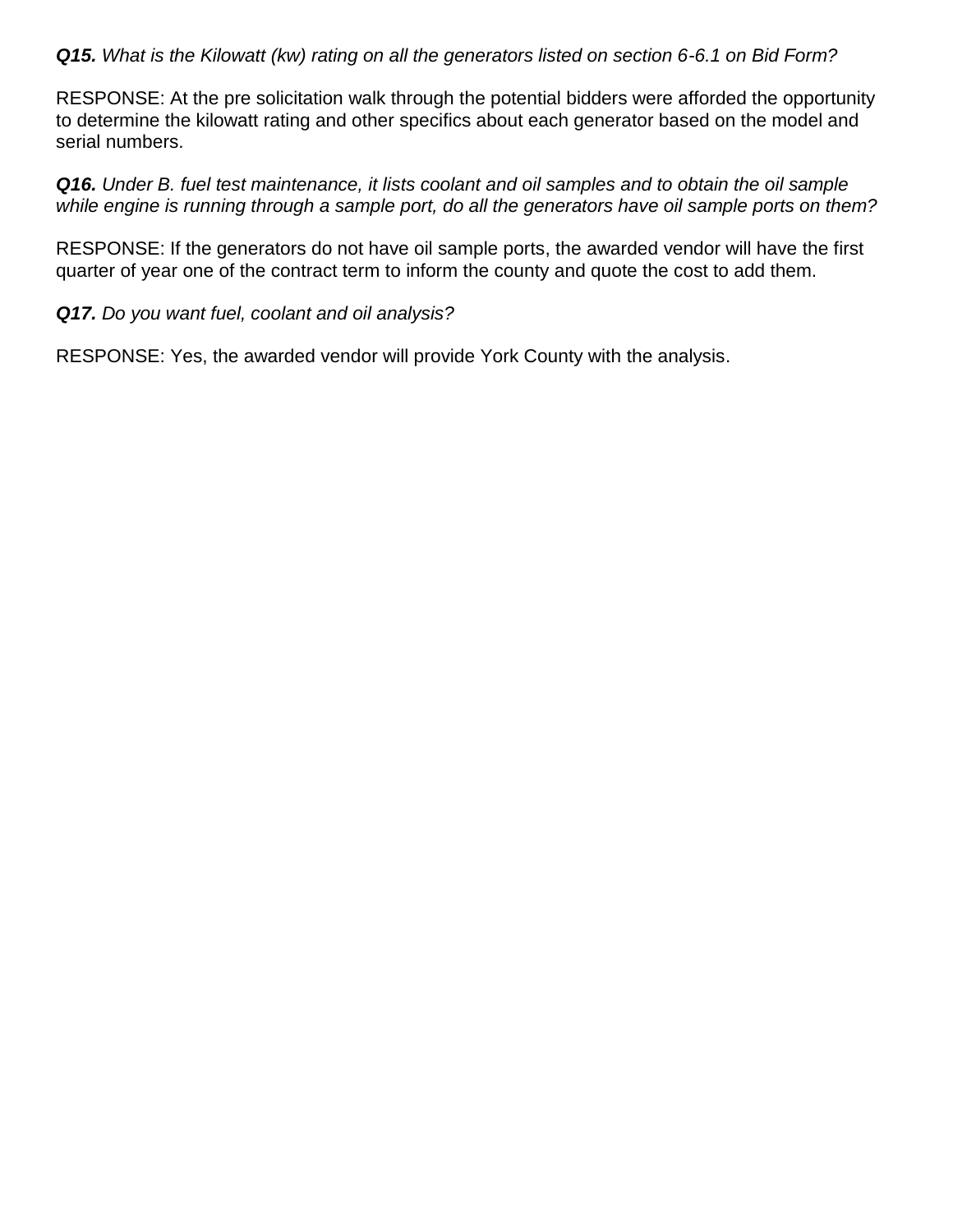***Q15.*** *What is the Kilowatt (kw) rating on all the generators listed on section 6-6.1 on Bid Form?*

RESPONSE: At the pre solicitation walk through the potential bidders were afforded the opportunity to determine the kilowatt rating and other specifics about each generator based on the model and serial numbers.

***Q16.*** *Under B. fuel test maintenance, it lists coolant and oil samples and to obtain the oil sample while engine is running through a sample port, do all the generators have oil sample ports on them?*

RESPONSE: If the generators do not have oil sample ports, the awarded vendor will have the first quarter of year one of the contract term to inform the county and quote the cost to add them.

***Q17.*** *Do you want fuel, coolant and oil analysis?*

RESPONSE: Yes, the awarded vendor will provide York County with the analysis.